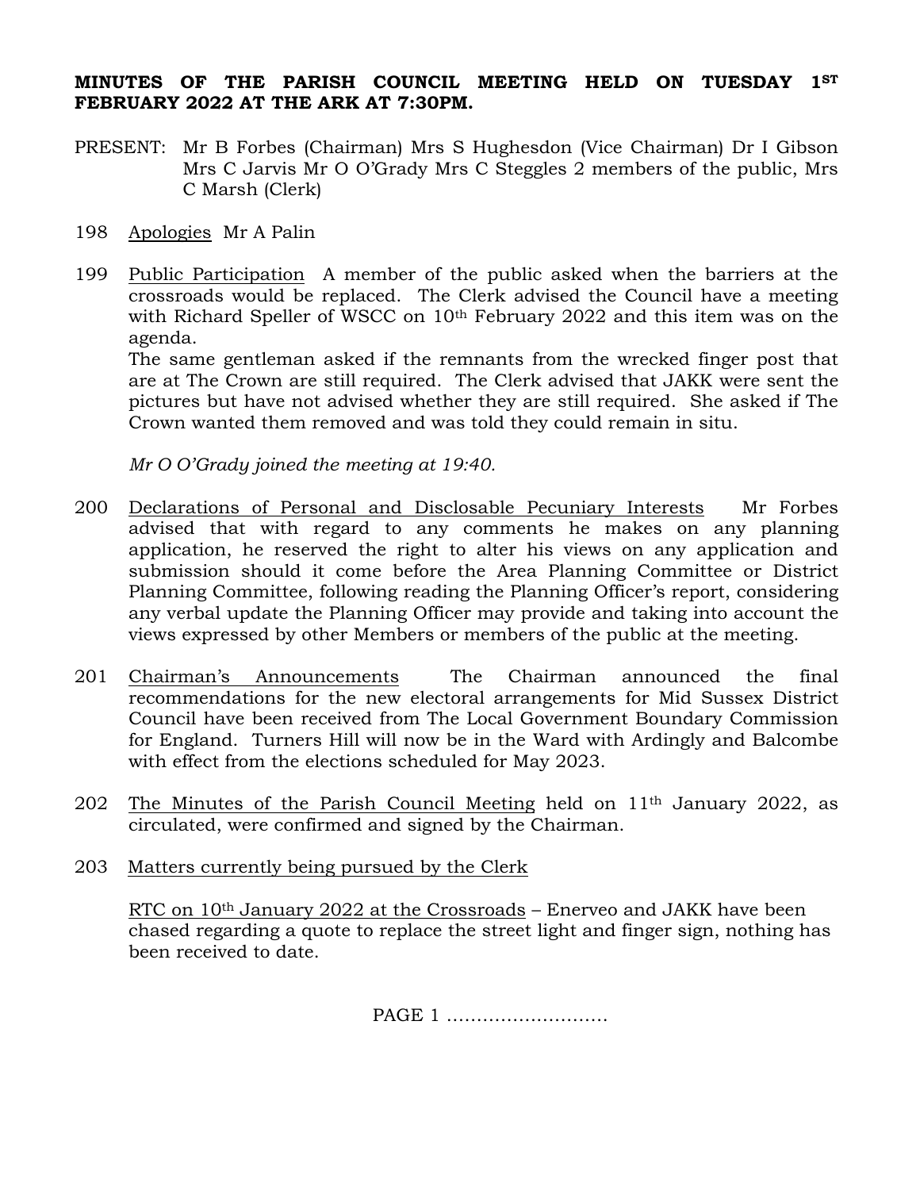**MINUTES OF THE PARISH COUNCIL MEETING HELD ON TUESDAY 1ST FEBRUARY 2022 AT THE ARK AT 7:30PM.**

PRESENT: Mr B Forbes (Chairman) Mrs S Hughesdon (Vice Chairman) Dr I Gibson Mrs C Jarvis Mr O O'Grady Mrs C Steggles 2 members of the public, Mrs C Marsh (Clerk)

198 Apologies Mr A Palin

199 Public Participation A member of the public asked when the barriers at the crossroads would be replaced. The Clerk advised the Council have a meeting with Richard Speller of WSCC on 10th February 2022 and this item was on the agenda.

The same gentleman asked if the remnants from the wrecked finger post that are at The Crown are still required. The Clerk advised that JAKK were sent the pictures but have not advised whether they are still required. She asked if The Crown wanted them removed and was told they could remain in situ.

*Mr O O'Grady joined the meeting at 19:40.*

200 Declarations of Personal and Disclosable Pecuniary Interests Mr Forbes advised that with regard to any comments he makes on any planning application, he reserved the right to alter his views on any application and submission should it come before the Area Planning Committee or District Planning Committee, following reading the Planning Officer's report, considering any verbal update the Planning Officer may provide and taking into account the views expressed by other Members or members of the public at the meeting.

201 Chairman's Announcements The Chairman announced the final recommendations for the new electoral arrangements for Mid Sussex District Council have been received from The Local Government Boundary Commission for England. Turners Hill will now be in the Ward with Ardingly and Balcombe with effect from the elections scheduled for May 2023.

202 The Minutes of the Parish Council Meeting held on 11th January 2022, as circulated, were confirmed and signed by the Chairman.

203 Matters currently being pursued by the Clerk

RTC on 10th January 2022 at the Crossroads – Enerveo and JAKK have been chased regarding a quote to replace the street light and finger sign, nothing has been received to date.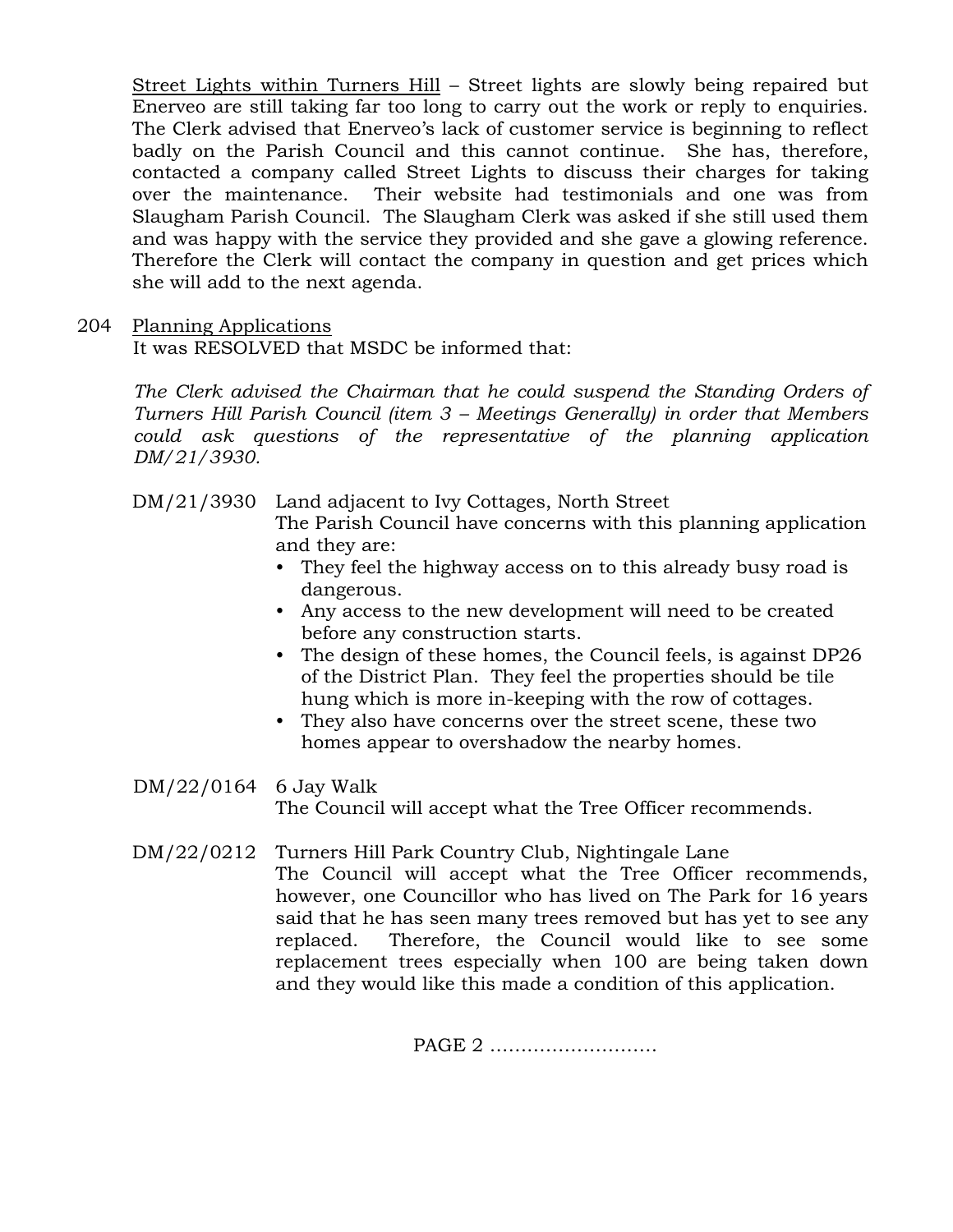<u>Street Lights within Turners Hill</u> – Street lights are slowly being repaired but Enerveo are still taking far too long to carry out the work or reply to enquiries. The Clerk advised that Enerveo's lack of customer service is beginning to reflect badly on the Parish Council and this cannot continue. She has, therefore, contacted a company called Street Lights to discuss their charges for taking over the maintenance. Their website had testimonials and one was from Slaugham Parish Council. The Slaugham Clerk was asked if she still used them and was happy with the service they provided and she gave a glowing reference. Therefore the Clerk will contact the company in question and get prices which she will add to the next agenda.

204 <u>Planning Applications</u>

It was RESOLVED that MSDC be informed that:

*The Clerk advised the Chairman that he could suspend the Standing Orders of Turners Hill Parish Council (item 3 – Meetings Generally) in order that Members could ask questions of the representative of the planning application DM/21/3930.*

DM/21/3930 Land adjacent to Ivy Cottages, North Street

The Parish Council have concerns with this planning application and they are:

- They feel the highway access on to this already busy road is dangerous.
- Any access to the new development will need to be created before any construction starts.
- The design of these homes, the Council feels, is against DP26 of the District Plan. They feel the properties should be tile hung which is more in-keeping with the row of cottages.
- They also have concerns over the street scene, these two homes appear to overshadow the nearby homes.

DM/22/0164 6 Jay Walk

The Council will accept what the Tree Officer recommends.

DM/22/0212 Turners Hill Park Country Club, Nightingale Lane

The Council will accept what the Tree Officer recommends, however, one Councillor who has lived on The Park for 16 years said that he has seen many trees removed but has yet to see any replaced. Therefore, the Council would like to see some replacement trees especially when 100 are being taken down and they would like this made a condition of this application.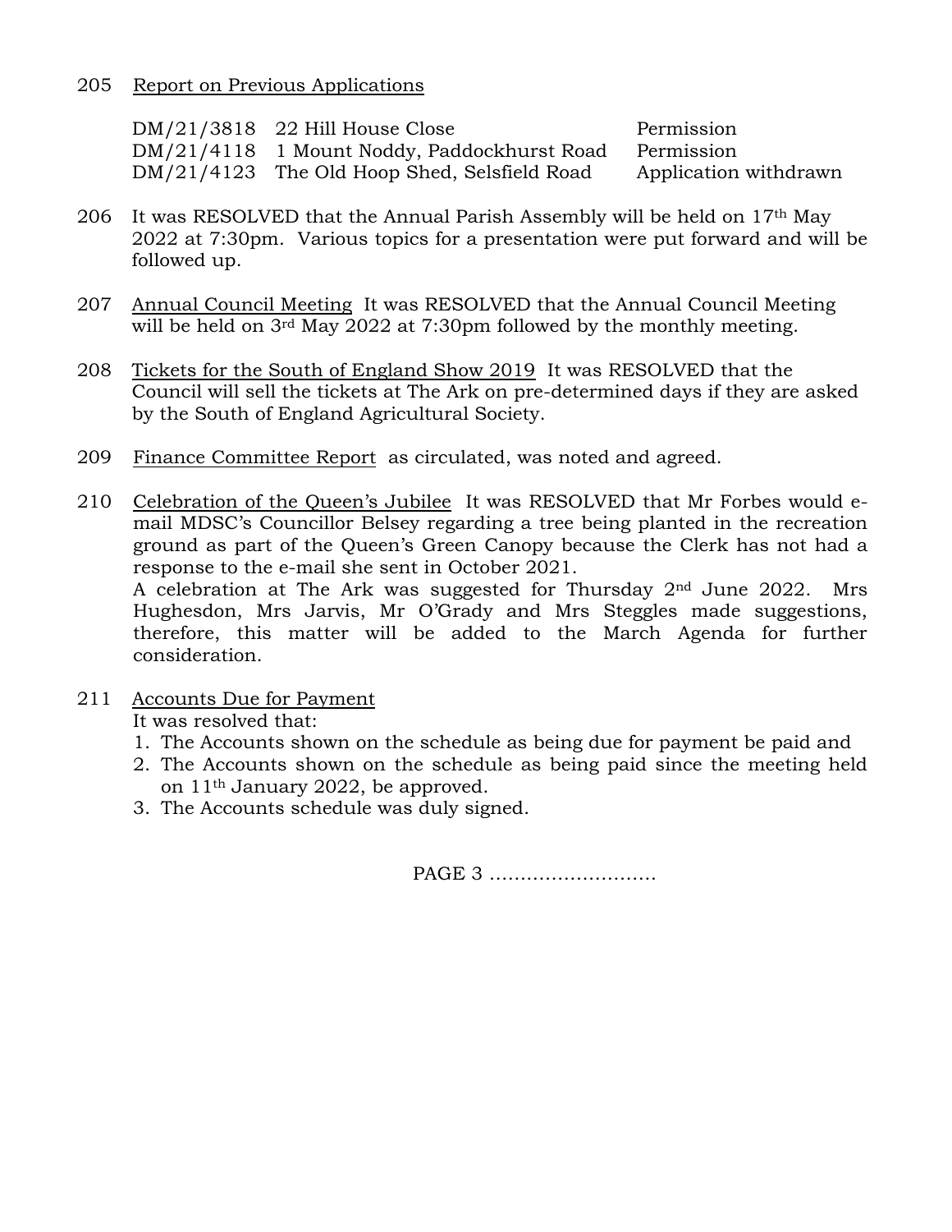205 Report on Previous Applications

| | | |
|---|---|---|
| DM/21/3818 | 22 Hill House Close | Permission |
| DM/21/4118 | 1 Mount Noddy, Paddockhurst Road | Permission |
| DM/21/4123 | The Old Hoop Shed, Selsfield Road | Application withdrawn |

206 It was RESOLVED that the Annual Parish Assembly will be held on 17th May 2022 at 7:30pm. Various topics for a presentation were put forward and will be followed up.

207 Annual Council Meeting It was RESOLVED that the Annual Council Meeting will be held on 3rd May 2022 at 7:30pm followed by the monthly meeting.

208 Tickets for the South of England Show 2019 It was RESOLVED that the Council will sell the tickets at The Ark on pre-determined days if they are asked by the South of England Agricultural Society.

209 Finance Committee Report as circulated, was noted and agreed.

210 Celebration of the Queen's Jubilee It was RESOLVED that Mr Forbes would e-mail MDSC's Councillor Belsey regarding a tree being planted in the recreation ground as part of the Queen's Green Canopy because the Clerk has not had a response to the e-mail she sent in October 2021.
A celebration at The Ark was suggested for Thursday 2nd June 2022. Mrs Hughesdon, Mrs Jarvis, Mr O'Grady and Mrs Steggles made suggestions, therefore, this matter will be added to the March Agenda for further consideration.

211 Accounts Due for Payment
It was resolved that:

1. The Accounts shown on the schedule as being due for payment be paid and
2. The Accounts shown on the schedule as being paid since the meeting held on 11th January 2022, be approved.
3. The Accounts schedule was duly signed.

PAGE 3 ………………………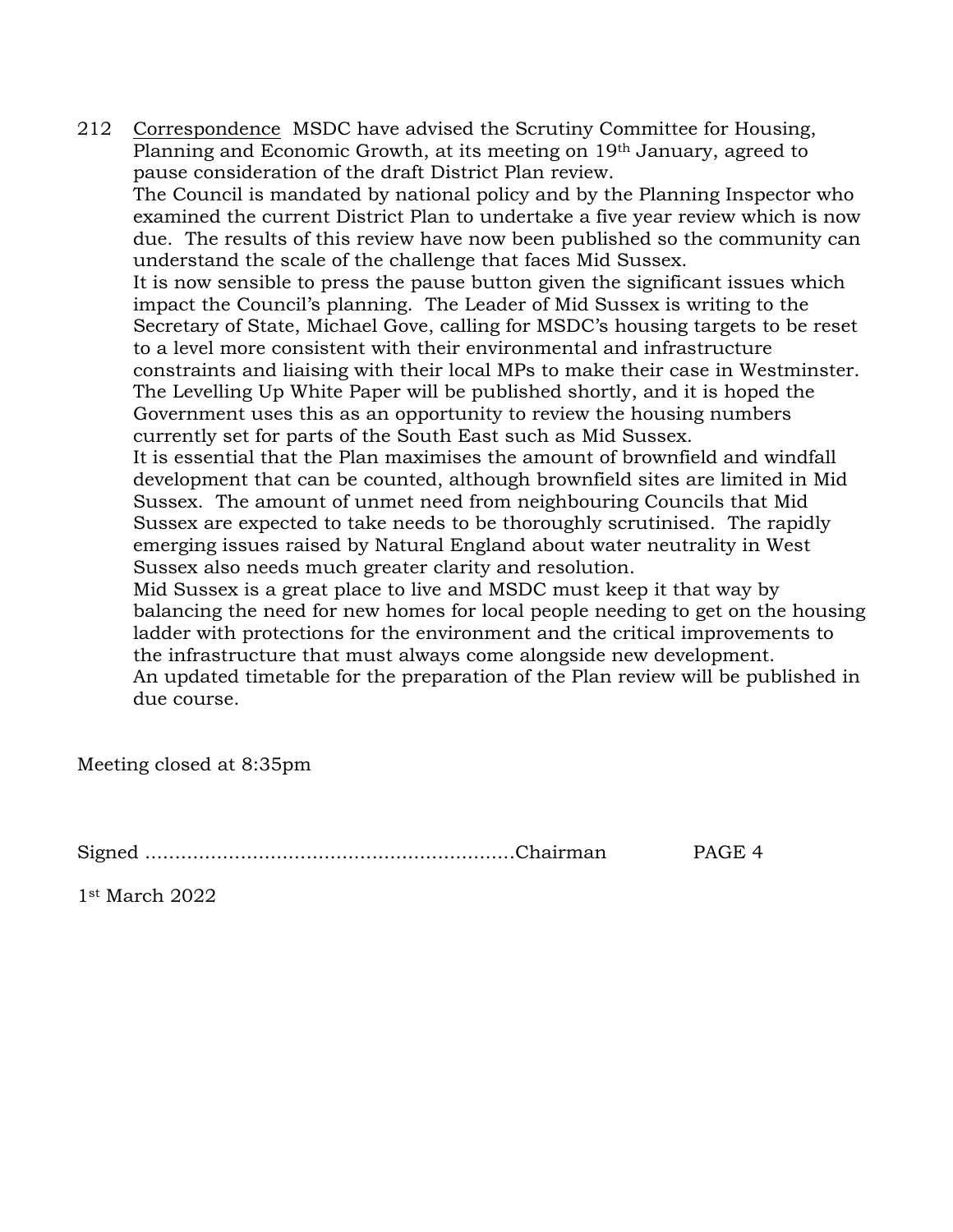212 Correspondence MSDC have advised the Scrutiny Committee for Housing, Planning and Economic Growth, at its meeting on 19th January, agreed to pause consideration of the draft District Plan review.

The Council is mandated by national policy and by the Planning Inspector who examined the current District Plan to undertake a five year review which is now due. The results of this review have now been published so the community can understand the scale of the challenge that faces Mid Sussex.

It is now sensible to press the pause button given the significant issues which impact the Council's planning. The Leader of Mid Sussex is writing to the Secretary of State, Michael Gove, calling for MSDC's housing targets to be reset to a level more consistent with their environmental and infrastructure constraints and liaising with their local MPs to make their case in Westminster.

The Levelling Up White Paper will be published shortly, and it is hoped the Government uses this as an opportunity to review the housing numbers currently set for parts of the South East such as Mid Sussex.

It is essential that the Plan maximises the amount of brownfield and windfall development that can be counted, although brownfield sites are limited in Mid Sussex. The amount of unmet need from neighbouring Councils that Mid Sussex are expected to take needs to be thoroughly scrutinised. The rapidly emerging issues raised by Natural England about water neutrality in West Sussex also needs much greater clarity and resolution.

Mid Sussex is a great place to live and MSDC must keep it that way by balancing the need for new homes for local people needing to get on the housing ladder with protections for the environment and the critical improvements to the infrastructure that must always come alongside new development.

An updated timetable for the preparation of the Plan review will be published in due course.

Meeting closed at 8:35pm

Signed ............................................................Chairman

1st March 2022